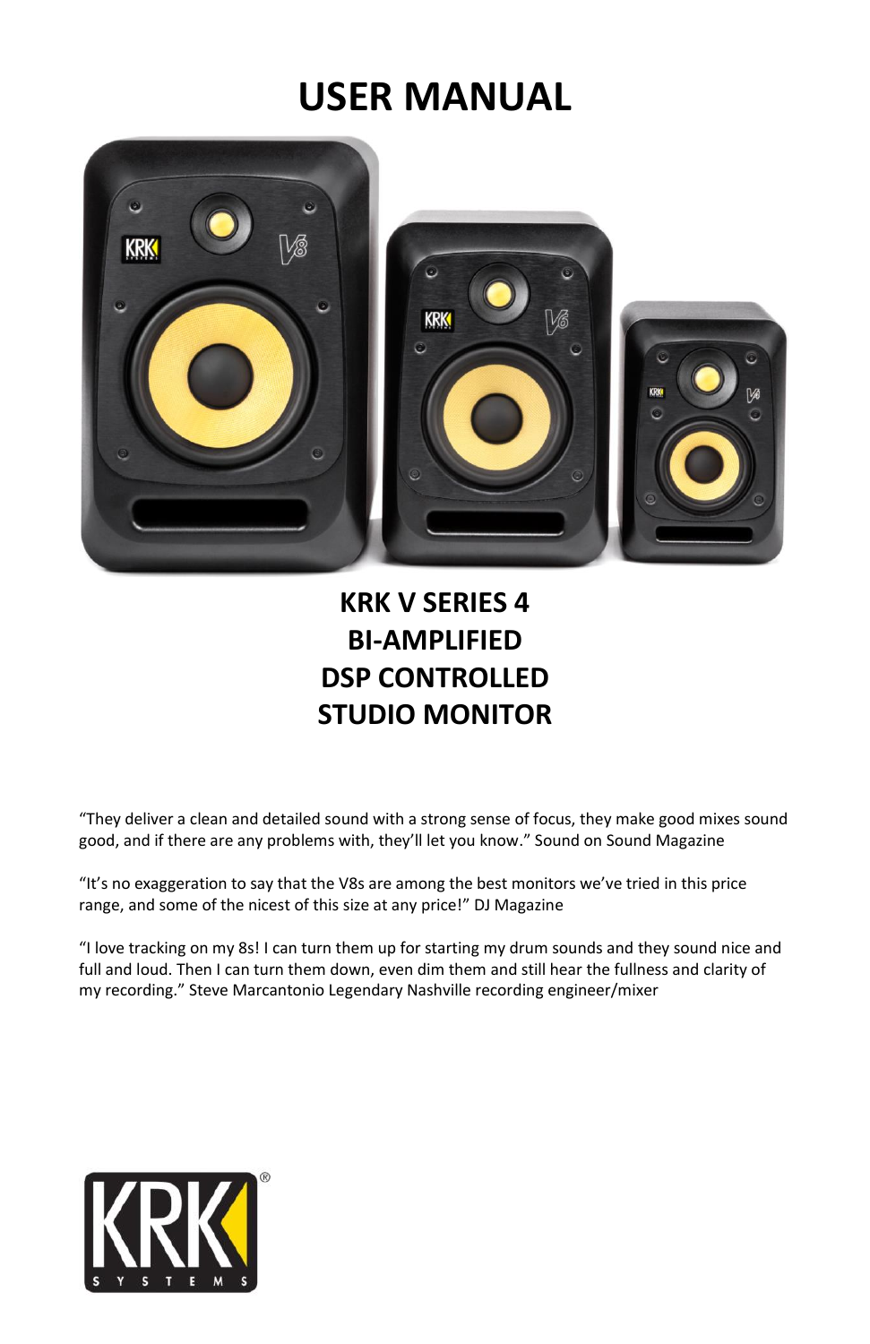# USER MANUAL

## KRK V SERIES 4
## BI-AMPLIFIED
## DSP CONTROLLED
## STUDIO MONITOR

"They deliver a clean and detailed sound with a strong sense of focus, they make good mixes sound good, and if there are any problems with, they'll let you know." Sound on Sound Magazine

"It's no exaggeration to say that the V8s are among the best monitors we've tried in this price range, and some of the nicest of this size at any price!" DJ Magazine

"I love tracking on my 8s! I can turn them up for starting my drum sounds and they sound nice and full and loud. Then I can turn them down, even dim them and still hear the fullness and clarity of my recording." Steve Marcantonio Legendary Nashville recording engineer/mixer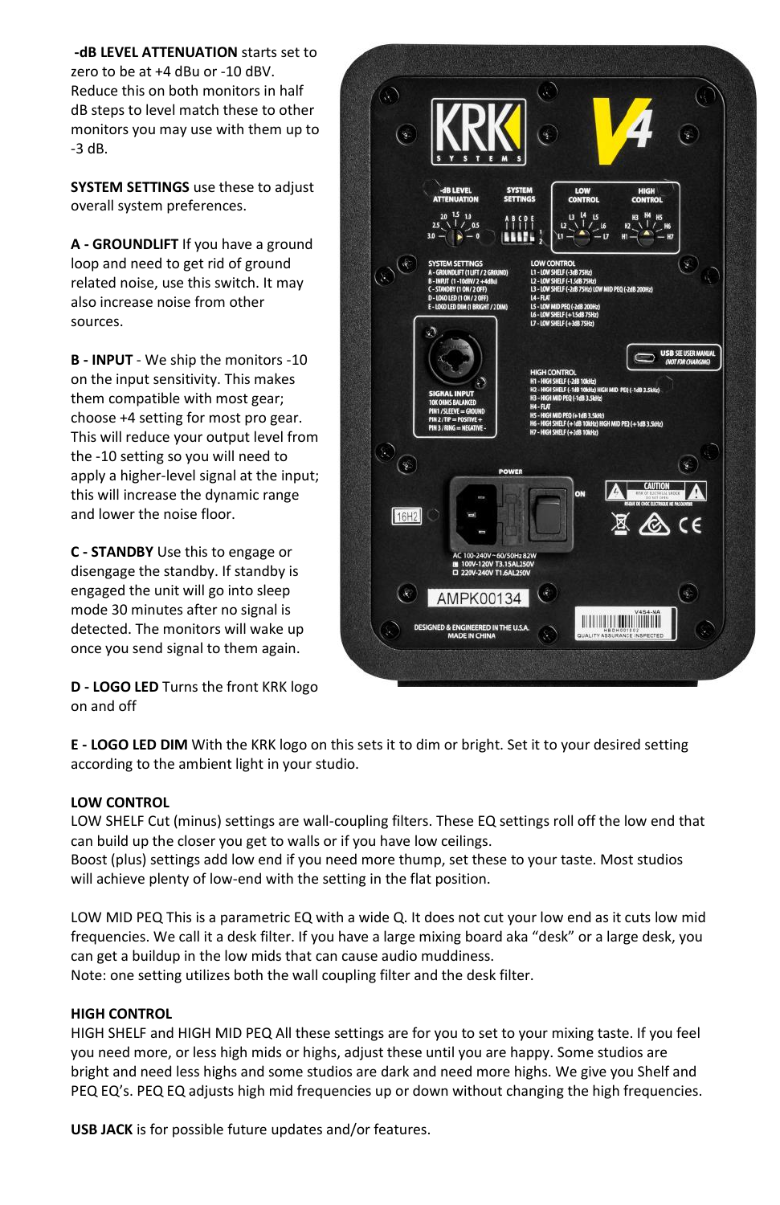**-dB LEVEL ATTENUATION** starts set to zero to be at +4 dBu or -10 dBV. Reduce this on both monitors in half dB steps to level match these to other monitors you may use with them up to -3 dB.

**SYSTEM SETTINGS** use these to adjust overall system preferences.

**A - GROUNDLIFT** If you have a ground loop and need to get rid of ground related noise, use this switch. It may also increase noise from other sources.

**B - INPUT** - We ship the monitors -10 on the input sensitivity. This makes them compatible with most gear; choose +4 setting for most pro gear. This will reduce your output level from the -10 setting so you will need to apply a higher-level signal at the input; this will increase the dynamic range and lower the noise floor.

**C - STANDBY** Use this to engage or disengage the standby. If standby is engaged the unit will go into sleep mode 30 minutes after no signal is detected. The monitors will wake up once you send signal to them again.

**D - LOGO LED** Turns the front KRK logo on and off

**E - LOGO LED DIM** With the KRK logo on this sets it to dim or bright. Set it to your desired setting according to the ambient light in your studio.

**LOW CONTROL**

LOW SHELF Cut (minus) settings are wall-coupling filters. These EQ settings roll off the low end that can build up the closer you get to walls or if you have low ceilings.
Boost (plus) settings add low end if you need more thump, set these to your taste. Most studios will achieve plenty of low-end with the setting in the flat position.

LOW MID PEQ This is a parametric EQ with a wide Q. It does not cut your low end as it cuts low mid frequencies. We call it a desk filter. If you have a large mixing board aka "desk" or a large desk, you can get a buildup in the low mids that can cause audio muddiness.
Note: one setting utilizes both the wall coupling filter and the desk filter.

**HIGH CONTROL**

HIGH SHELF and HIGH MID PEQ All these settings are for you to set to your mixing taste. If you feel you need more, or less high mids or highs, adjust these until you are happy. Some studios are bright and need less highs and some studios are dark and need more highs. We give you Shelf and PEQ EQ's. PEQ EQ adjusts high mid frequencies up or down without changing the high frequencies.

**USB JACK** is for possible future updates and/or features.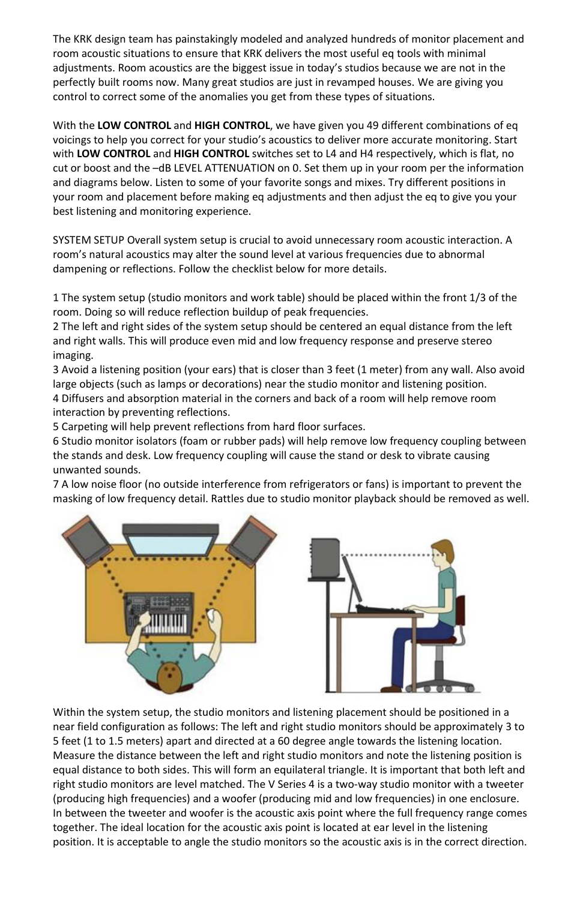The KRK design team has painstakingly modeled and analyzed hundreds of monitor placement and room acoustic situations to ensure that KRK delivers the most useful eq tools with minimal adjustments. Room acoustics are the biggest issue in today's studios because we are not in the perfectly built rooms now. Many great studios are just in revamped houses. We are giving you control to correct some of the anomalies you get from these types of situations.

With the **LOW CONTROL** and **HIGH CONTROL**, we have given you 49 different combinations of eq voicings to help you correct for your studio's acoustics to deliver more accurate monitoring. Start with **LOW CONTROL** and **HIGH CONTROL** switches set to L4 and H4 respectively, which is flat, no cut or boost and the –dB LEVEL ATTENUATION on 0. Set them up in your room per the information and diagrams below. Listen to some of your favorite songs and mixes. Try different positions in your room and placement before making eq adjustments and then adjust the eq to give you your best listening and monitoring experience.

SYSTEM SETUP Overall system setup is crucial to avoid unnecessary room acoustic interaction. A room's natural acoustics may alter the sound level at various frequencies due to abnormal dampening or reflections. Follow the checklist below for more details.

1 The system setup (studio monitors and work table) should be placed within the front 1/3 of the room. Doing so will reduce reflection buildup of peak frequencies.
2 The left and right sides of the system setup should be centered an equal distance from the left and right walls. This will produce even mid and low frequency response and preserve stereo imaging.
3 Avoid a listening position (your ears) that is closer than 3 feet (1 meter) from any wall. Also avoid large objects (such as lamps or decorations) near the studio monitor and listening position.
4 Diffusers and absorption material in the corners and back of a room will help remove room interaction by preventing reflections.
5 Carpeting will help prevent reflections from hard floor surfaces.
6 Studio monitor isolators (foam or rubber pads) will help remove low frequency coupling between the stands and desk. Low frequency coupling will cause the stand or desk to vibrate causing unwanted sounds.
7 A low noise floor (no outside interference from refrigerators or fans) is important to prevent the masking of low frequency detail. Rattles due to studio monitor playback should be removed as well.

Within the system setup, the studio monitors and listening placement should be positioned in a near field configuration as follows: The left and right studio monitors should be approximately 3 to 5 feet (1 to 1.5 meters) apart and directed at a 60 degree angle towards the listening location. Measure the distance between the left and right studio monitors and note the listening position is equal distance to both sides. This will form an equilateral triangle. It is important that both left and right studio monitors are level matched. The V Series 4 is a two-way studio monitor with a tweeter (producing high frequencies) and a woofer (producing mid and low frequencies) in one enclosure. In between the tweeter and woofer is the acoustic axis point where the full frequency range comes together. The ideal location for the acoustic axis point is located at ear level in the listening position. It is acceptable to angle the studio monitors so the acoustic axis is in the correct direction.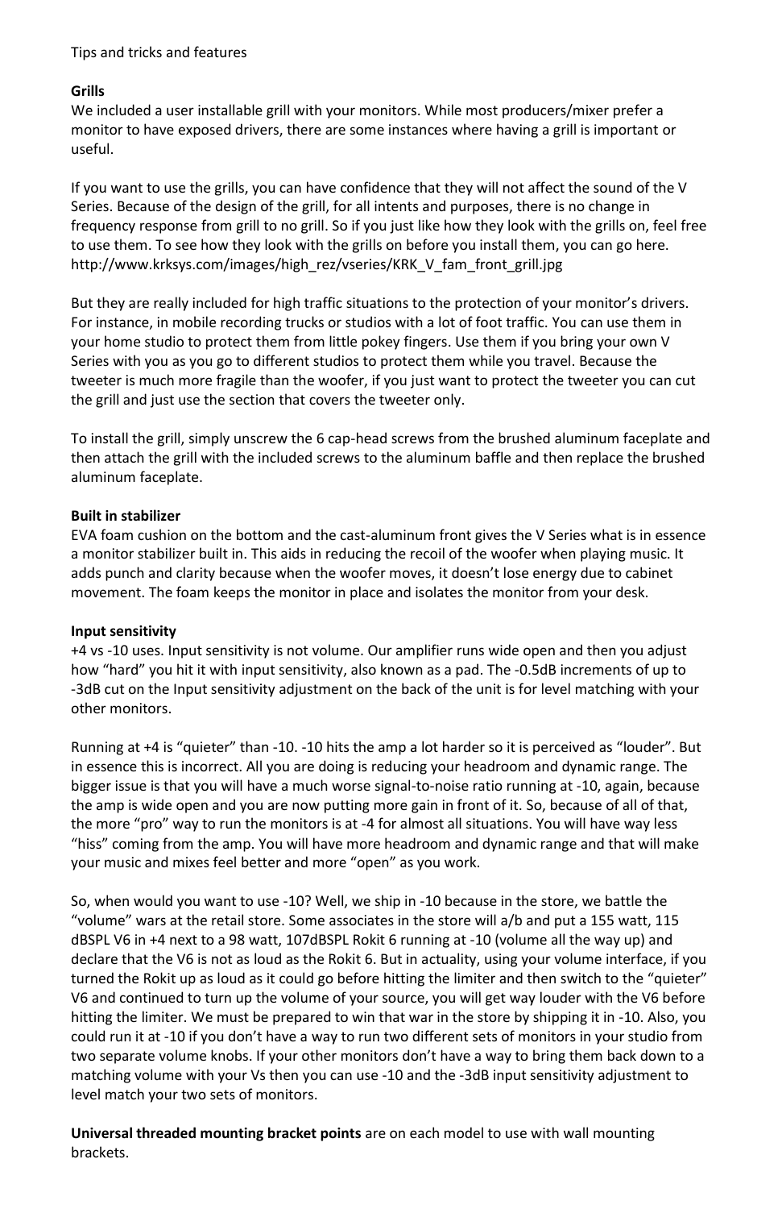Tips and tricks and features

**Grills**

We included a user installable grill with your monitors. While most producers/mixer prefer a monitor to have exposed drivers, there are some instances where having a grill is important or useful.

If you want to use the grills, you can have confidence that they will not affect the sound of the V Series. Because of the design of the grill, for all intents and purposes, there is no change in frequency response from grill to no grill. So if you just like how they look with the grills on, feel free to use them. To see how they look with the grills on before you install them, you can go here. http://www.krksys.com/images/high_rez/vseries/KRK_V_fam_front_grill.jpg

But they are really included for high traffic situations to the protection of your monitor's drivers. For instance, in mobile recording trucks or studios with a lot of foot traffic. You can use them in your home studio to protect them from little pokey fingers. Use them if you bring your own V Series with you as you go to different studios to protect them while you travel. Because the tweeter is much more fragile than the woofer, if you just want to protect the tweeter you can cut the grill and just use the section that covers the tweeter only.

To install the grill, simply unscrew the 6 cap-head screws from the brushed aluminum faceplate and then attach the grill with the included screws to the aluminum baffle and then replace the brushed aluminum faceplate.

**Built in stabilizer**

EVA foam cushion on the bottom and the cast-aluminum front gives the V Series what is in essence a monitor stabilizer built in. This aids in reducing the recoil of the woofer when playing music. It adds punch and clarity because when the woofer moves, it doesn't lose energy due to cabinet movement. The foam keeps the monitor in place and isolates the monitor from your desk.

**Input sensitivity**

+4 vs -10 uses. Input sensitivity is not volume. Our amplifier runs wide open and then you adjust how "hard" you hit it with input sensitivity, also known as a pad. The -0.5dB increments of up to -3dB cut on the Input sensitivity adjustment on the back of the unit is for level matching with your other monitors.

Running at +4 is "quieter" than -10. -10 hits the amp a lot harder so it is perceived as "louder". But in essence this is incorrect. All you are doing is reducing your headroom and dynamic range. The bigger issue is that you will have a much worse signal-to-noise ratio running at -10, again, because the amp is wide open and you are now putting more gain in front of it. So, because of all of that, the more "pro" way to run the monitors is at -4 for almost all situations. You will have way less "hiss" coming from the amp. You will have more headroom and dynamic range and that will make your music and mixes feel better and more "open" as you work.

So, when would you want to use -10? Well, we ship in -10 because in the store, we battle the "volume" wars at the retail store. Some associates in the store will a/b and put a 155 watt, 115 dBSPL V6 in +4 next to a 98 watt, 107dBSPL Rokit 6 running at -10 (volume all the way up) and declare that the V6 is not as loud as the Rokit 6. But in actuality, using your volume interface, if you turned the Rokit up as loud as it could go before hitting the limiter and then switch to the "quieter" V6 and continued to turn up the volume of your source, you will get way louder with the V6 before hitting the limiter. We must be prepared to win that war in the store by shipping it in -10. Also, you could run it at -10 if you don't have a way to run two different sets of monitors in your studio from two separate volume knobs. If your other monitors don't have a way to bring them back down to a matching volume with your Vs then you can use -10 and the -3dB input sensitivity adjustment to level match your two sets of monitors.

**Universal threaded mounting bracket points** are on each model to use with wall mounting brackets.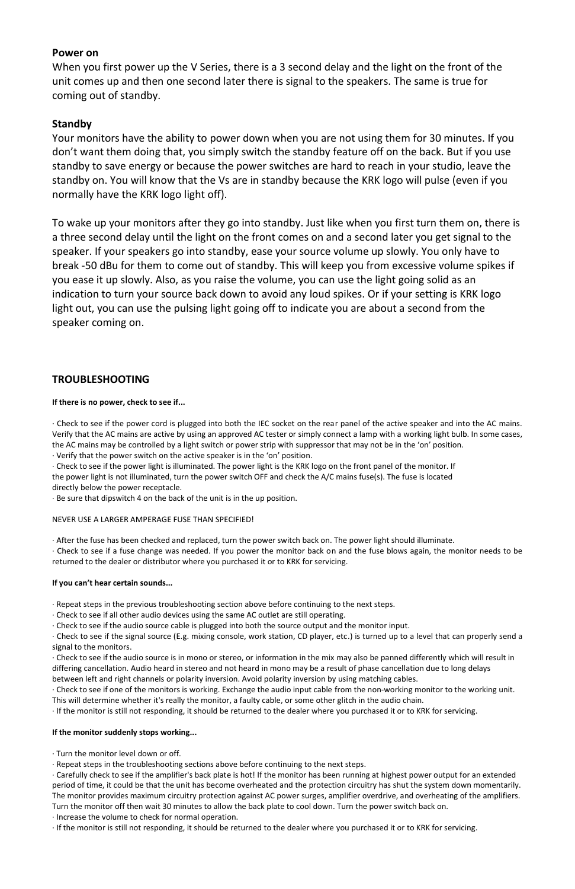**Power on**

When you first power up the V Series, there is a 3 second delay and the light on the front of the unit comes up and then one second later there is signal to the speakers. The same is true for coming out of standby.

**Standby**

Your monitors have the ability to power down when you are not using them for 30 minutes. If you don't want them doing that, you simply switch the standby feature off on the back. But if you use standby to save energy or because the power switches are hard to reach in your studio, leave the standby on. You will know that the Vs are in standby because the KRK logo will pulse (even if you normally have the KRK logo light off).

To wake up your monitors after they go into standby. Just like when you first turn them on, there is a three second delay until the light on the front comes on and a second later you get signal to the speaker. If your speakers go into standby, ease your source volume up slowly. You only have to break -50 dBu for them to come out of standby. This will keep you from excessive volume spikes if you ease it up slowly. Also, as you raise the volume, you can use the light going solid as an indication to turn your source back down to avoid any loud spikes. Or if your setting is KRK logo light out, you can use the pulsing light going off to indicate you are about a second from the speaker coming on.

## TROUBLESHOOTING

**If there is no power, check to see if...**

· Check to see if the power cord is plugged into both the IEC socket on the rear panel of the active speaker and into the AC mains. Verify that the AC mains are active by using an approved AC tester or simply connect a lamp with a working light bulb. In some cases, the AC mains may be controlled by a light switch or power strip with suppressor that may not be in the 'on' position.
· Verify that the power switch on the active speaker is in the 'on' position.
· Check to see if the power light is illuminated. The power light is the KRK logo on the front panel of the monitor. If the power light is not illuminated, turn the power switch OFF and check the A/C mains fuse(s). The fuse is located directly below the power receptacle.
· Be sure that dipswitch 4 on the back of the unit is in the up position.

NEVER USE A LARGER AMPERAGE FUSE THAN SPECIFIED!

· After the fuse has been checked and replaced, turn the power switch back on. The power light should illuminate.
· Check to see if a fuse change was needed. If you power the monitor back on and the fuse blows again, the monitor needs to be returned to the dealer or distributor where you purchased it or to KRK for servicing.

**If you can't hear certain sounds...**

· Repeat steps in the previous troubleshooting section above before continuing to the next steps.
· Check to see if all other audio devices using the same AC outlet are still operating.
· Check to see if the audio source cable is plugged into both the source output and the monitor input.
· Check to see if the signal source (E.g. mixing console, work station, CD player, etc.) is turned up to a level that can properly send a signal to the monitors.
· Check to see if the audio source is in mono or stereo, or information in the mix may also be panned differently which will result in differing cancellation. Audio heard in stereo and not heard in mono may be a result of phase cancellation due to long delays between left and right channels or polarity inversion. Avoid polarity inversion by using matching cables.
· Check to see if one of the monitors is working. Exchange the audio input cable from the non-working monitor to the working unit. This will determine whether it's really the monitor, a faulty cable, or some other glitch in the audio chain.
· If the monitor is still not responding, it should be returned to the dealer where you purchased it or to KRK for servicing.

**If the monitor suddenly stops working...**

· Turn the monitor level down or off.
· Repeat steps in the troubleshooting sections above before continuing to the next steps.
· Carefully check to see if the amplifier's back plate is hot! If the monitor has been running at highest power output for an extended period of time, it could be that the unit has become overheated and the protection circuitry has shut the system down momentarily. The monitor provides maximum circuitry protection against AC power surges, amplifier overdrive, and overheating of the amplifiers. Turn the monitor off then wait 30 minutes to allow the back plate to cool down. Turn the power switch back on.
· Increase the volume to check for normal operation.
· If the monitor is still not responding, it should be returned to the dealer where you purchased it or to KRK for servicing.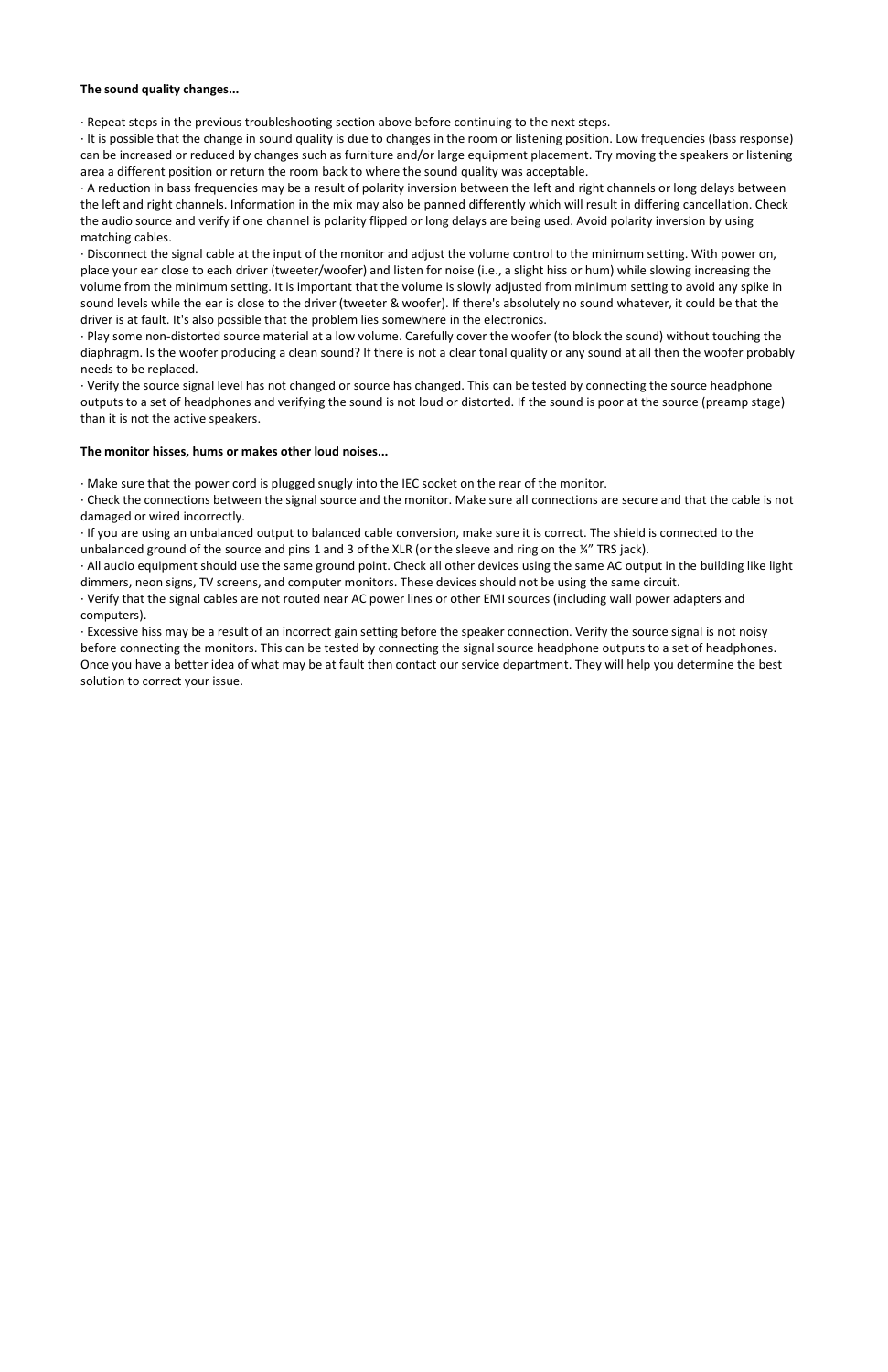**The sound quality changes...**

· Repeat steps in the previous troubleshooting section above before continuing to the next steps.
· It is possible that the change in sound quality is due to changes in the room or listening position. Low frequencies (bass response) can be increased or reduced by changes such as furniture and/or large equipment placement. Try moving the speakers or listening area a different position or return the room back to where the sound quality was acceptable.
· A reduction in bass frequencies may be a result of polarity inversion between the left and right channels or long delays between the left and right channels. Information in the mix may also be panned differently which will result in differing cancellation. Check the audio source and verify if one channel is polarity flipped or long delays are being used. Avoid polarity inversion by using matching cables.
· Disconnect the signal cable at the input of the monitor and adjust the volume control to the minimum setting. With power on, place your ear close to each driver (tweeter/woofer) and listen for noise (i.e., a slight hiss or hum) while slowing increasing the volume from the minimum setting. It is important that the volume is slowly adjusted from minimum setting to avoid any spike in sound levels while the ear is close to the driver (tweeter & woofer). If there's absolutely no sound whatever, it could be that the driver is at fault. It's also possible that the problem lies somewhere in the electronics.
· Play some non-distorted source material at a low volume. Carefully cover the woofer (to block the sound) without touching the diaphragm. Is the woofer producing a clean sound? If there is not a clear tonal quality or any sound at all then the woofer probably needs to be replaced.
· Verify the source signal level has not changed or source has changed. This can be tested by connecting the source headphone outputs to a set of headphones and verifying the sound is not loud or distorted. If the sound is poor at the source (preamp stage) than it is not the active speakers.

**The monitor hisses, hums or makes other loud noises...**

· Make sure that the power cord is plugged snugly into the IEC socket on the rear of the monitor.
· Check the connections between the signal source and the monitor. Make sure all connections are secure and that the cable is not damaged or wired incorrectly.
· If you are using an unbalanced output to balanced cable conversion, make sure it is correct. The shield is connected to the unbalanced ground of the source and pins 1 and 3 of the XLR (or the sleeve and ring on the ¼" TRS jack).
· All audio equipment should use the same ground point. Check all other devices using the same AC output in the building like light dimmers, neon signs, TV screens, and computer monitors. These devices should not be using the same circuit.
· Verify that the signal cables are not routed near AC power lines or other EMI sources (including wall power adapters and computers).
· Excessive hiss may be a result of an incorrect gain setting before the speaker connection. Verify the source signal is not noisy before connecting the monitors. This can be tested by connecting the signal source headphone outputs to a set of headphones. Once you have a better idea of what may be at fault then contact our service department. They will help you determine the best solution to correct your issue.